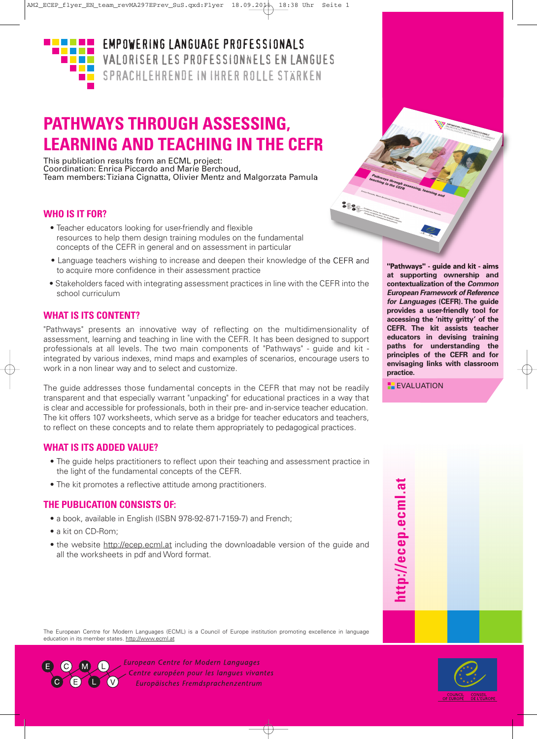EMPOWERING LANGUAGE PROFESSIONALS
VALORISER LES PROFESSIONNELS EN LANGUES
SPRACHLEHRENDE IN IHRER ROLLE STÄRKEN

# PATHWAYS THROUGH ASSESSING, LEARNING AND TEACHING IN THE CEFR

This publication results from an ECML project:
Coordination: Enrica Piccardo and Marie Berchoud,
Team members: Tiziana Cignatta, Olivier Mentz and Malgorzata Pamula

## WHO IS IT FOR?

- Teacher educators looking for user-friendly and flexible resources to help them design training modules on the fundamental concepts of the CEFR in general and on assessment in particular
- Language teachers wishing to increase and deepen their knowledge of the CEFR and to acquire more confidence in their assessment practice
- Stakeholders faced with integrating assessment practices in line with the CEFR into the school curriculum

## WHAT IS ITS CONTENT?

"Pathways" presents an innovative way of reflecting on the multidimensionality of assessment, learning and teaching in line with the CEFR. It has been designed to support professionals at all levels. The two main components of "Pathways" - guide and kit - integrated by various indexes, mind maps and examples of scenarios, encourage users to work in a non linear way and to select and customize.

The guide addresses those fundamental concepts in the CEFR that may not be readily transparent and that especially warrant "unpacking" for educational practices in a way that is clear and accessible for professionals, both in their pre- and in-service teacher education. The kit offers 107 worksheets, which serve as a bridge for teacher educators and teachers, to reflect on these concepts and to relate them appropriately to pedagogical practices.

## WHAT IS ITS ADDED VALUE?

- The guide helps practitioners to reflect upon their teaching and assessment practice in the light of the fundamental concepts of the CEFR.
- The kit promotes a reflective attitude among practitioners.

## THE PUBLICATION CONSISTS OF:

- a book, available in English (ISBN 978-92-871-7159-7) and French;
- a kit on CD-Rom;
- the website http://ecep.ecml.at including the downloadable version of the guide and all the worksheets in pdf and Word format.

**"Pathways" - guide and kit - aims at supporting ownership and contextualization of the *Common European Framework of Reference for Languages* (CEFR). The guide provides a user-friendly tool for accessing the 'nitty gritty' of the CEFR. The kit assists teacher educators in devising training paths for understanding the principles of the CEFR and for envisaging links with classroom practice.**

EVALUATION

http://ecep.ecml.at

The European Centre for Modern Languages (ECML) is a Council of Europe institution promoting excellence in language education in its member states. http://www.ecml.at

European Centre for Modern Languages
Centre européen pour les langues vivantes
Europäisches Fremdsprachenzentrum

COUNCIL OF EUROPE CONSEIL DE L'EUROPE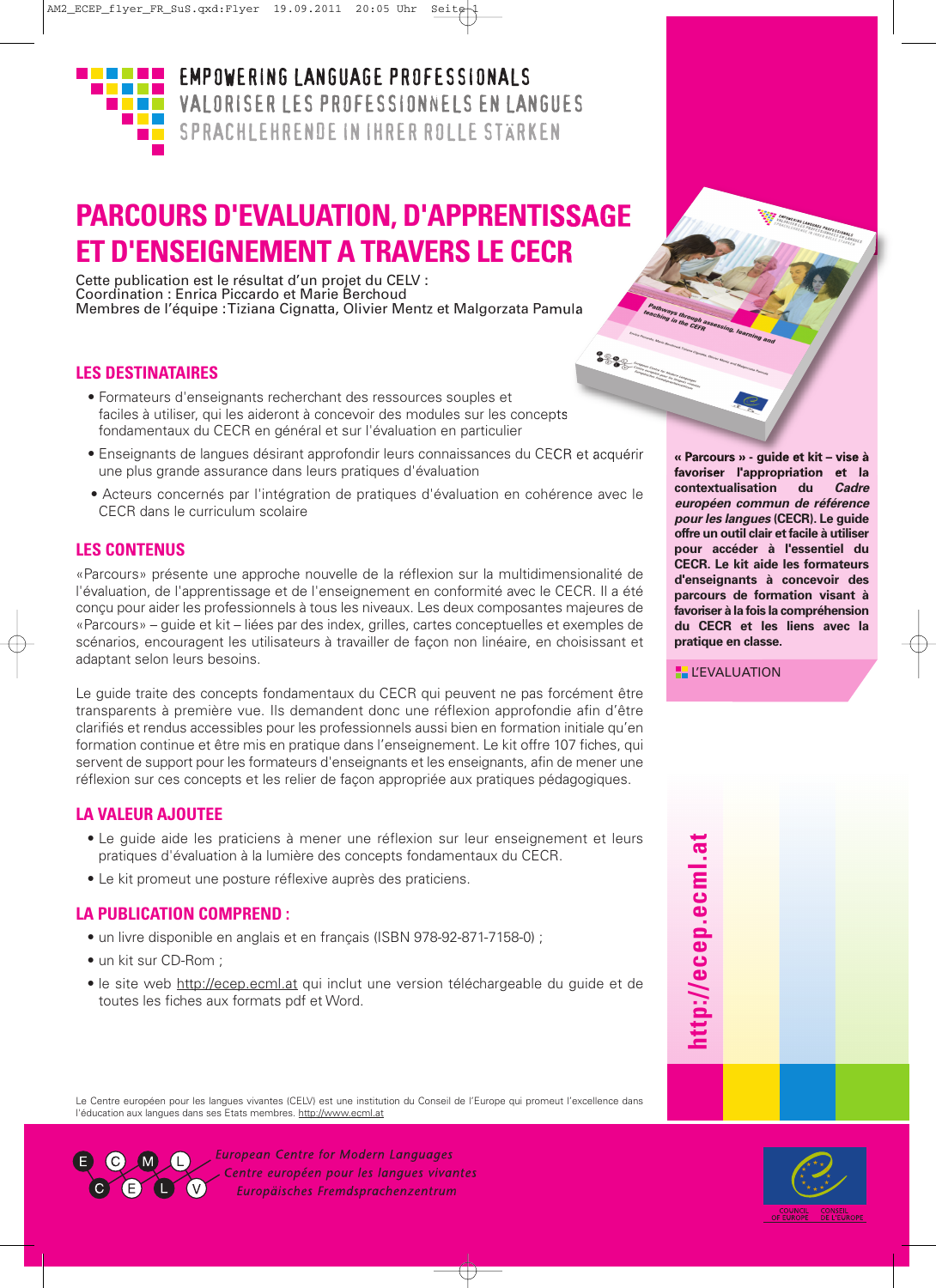EMPOWERING LANGUAGE PROFESSIONALS
VALORISER LES PROFESSIONNELS EN LANGUES
SPRACHLEHRENDE IN IHRER ROLLE STÄRKEN

# PARCOURS D'EVALUATION, D'APPRENTISSAGE ET D'ENSEIGNEMENT A TRAVERS LE CECR

Cette publication est le résultat d'un projet du CELV :
Coordination : Enrica Piccardo et Marie Berchoud
Membres de l'équipe : Tiziana Cignatta, Olivier Mentz et Malgorzata Pamula

## LES DESTINATAIRES

- Formateurs d'enseignants recherchant des ressources souples et faciles à utiliser, qui les aideront à concevoir des modules sur les concepts fondamentaux du CECR en général et sur l'évaluation en particulier
- Enseignants de langues désirant approfondir leurs connaissances du CECR et acquérir une plus grande assurance dans leurs pratiques d'évaluation
- Acteurs concernés par l'intégration de pratiques d'évaluation en cohérence avec le CECR dans le curriculum scolaire

## LES CONTENUS

«Parcours» présente une approche nouvelle de la réflexion sur la multidimensionalité de l'évaluation, de l'apprentissage et de l'enseignement en conformité avec le CECR. Il a été conçu pour aider les professionnels à tous les niveaux. Les deux composantes majeures de «Parcours» – guide et kit – liées par des index, grilles, cartes conceptuelles et exemples de scénarios, encouragent les utilisateurs à travailler de façon non linéaire, en choisissant et adaptant selon leurs besoins.

Le guide traite des concepts fondamentaux du CECR qui peuvent ne pas forcément être transparents à première vue. Ils demandent donc une réflexion approfondie afin d'être clarifiés et rendus accessibles pour les professionnels aussi bien en formation initiale qu'en formation continue et être mis en pratique dans l'enseignement. Le kit offre 107 fiches, qui servent de support pour les formateurs d'enseignants et les enseignants, afin de mener une réflexion sur ces concepts et les relier de façon appropriée aux pratiques pédagogiques.

## LA VALEUR AJOUTEE

- Le guide aide les praticiens à mener une réflexion sur leur enseignement et leurs pratiques d'évaluation à la lumière des concepts fondamentaux du CECR.
- Le kit promeut une posture réflexive auprès des praticiens.

## LA PUBLICATION COMPREND :

- un livre disponible en anglais et en français (ISBN 978-92-871-7158-0) ;
- un kit sur CD-Rom ;
- le site web http://ecep.ecml.at qui inclut une version téléchargeable du guide et de toutes les fiches aux formats pdf et Word.

**« Parcours » - guide et kit – vise à favoriser l'appropriation et la contextualisation du *Cadre européen commun de référence pour les langues* (CECR). Le guide offre un outil clair et facile à utiliser pour accéder à l'essentiel du CECR. Le kit aide les formateurs d'enseignants à concevoir des parcours de formation visant à favoriser à la fois la compréhension du CECR et les liens avec la pratique en classe.**

L'EVALUATION

http://ecep.ecml.at

Le Centre européen pour les langues vivantes (CELV) est une institution du Conseil de l'Europe qui promeut l'excellence dans l'éducation aux langues dans ses Etats membres. http://www.ecml.at

European Centre for Modern Languages
Centre européen pour les langues vivantes
Europäisches Fremdsprachenzentrum

COUNCIL OF EUROPE — CONSEIL DE L'EUROPE